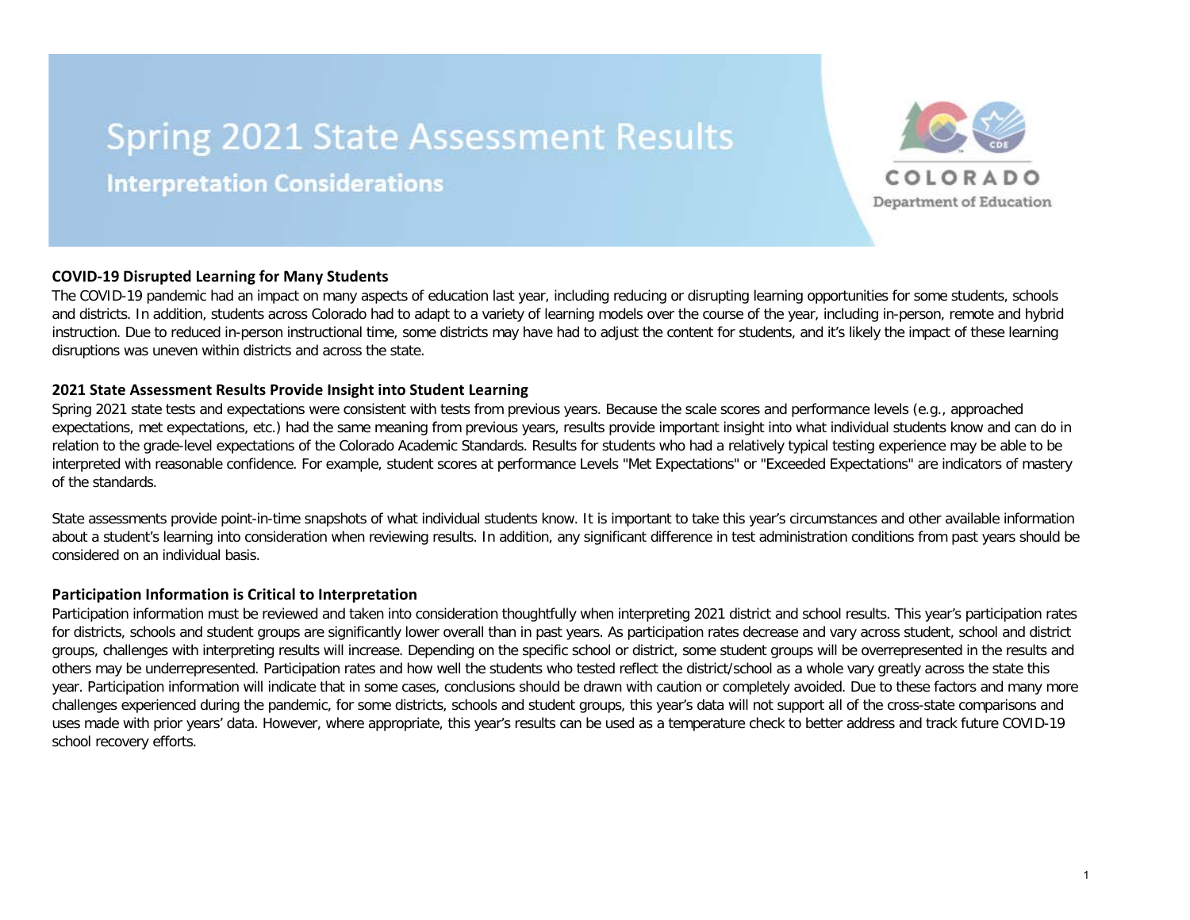# Spring 2021 State Assessment Results

## Interpretation Considerations

COLORADO
Department of Education

### COVID-19 Disrupted Learning for Many Students

The COVID-19 pandemic had an impact on many aspects of education last year, including reducing or disrupting learning opportunities for some students, schools and districts. In addition, students across Colorado had to adapt to a variety of learning models over the course of the year, including in-person, remote and hybrid instruction. Due to reduced in-person instructional time, some districts may have had to adjust the content for students, and it's likely the impact of these learning disruptions was uneven within districts and across the state.

### 2021 State Assessment Results Provide Insight into Student Learning

Spring 2021 state tests and expectations were consistent with tests from previous years. Because the scale scores and performance levels (e.g., approached expectations, met expectations, etc.) had the same meaning from previous years, results provide important insight into what individual students know and can do in relation to the grade-level expectations of the Colorado Academic Standards. Results for students who had a relatively typical testing experience may be able to be interpreted with reasonable confidence. For example, student scores at performance Levels "Met Expectations" or "Exceeded Expectations" are indicators of mastery of the standards.

State assessments provide point-in-time snapshots of what individual students know. It is important to take this year's circumstances and other available information about a student's learning into consideration when reviewing results. In addition, any significant difference in test administration conditions from past years should be considered on an individual basis.

### Participation Information is Critical to Interpretation

Participation information must be reviewed and taken into consideration thoughtfully when interpreting 2021 district and school results. This year's participation rates for districts, schools and student groups are significantly lower overall than in past years. As participation rates decrease and vary across student, school and district groups, challenges with interpreting results will increase. Depending on the specific school or district, some student groups will be overrepresented in the results and others may be underrepresented. Participation rates and how well the students who tested reflect the district/school as a whole vary greatly across the state this year. Participation information will indicate that in some cases, conclusions should be drawn with caution or completely avoided. Due to these factors and many more challenges experienced during the pandemic, for some districts, schools and student groups, this year's data will not support all of the cross-state comparisons and uses made with prior years' data. However, where appropriate, this year's results can be used as a temperature check to better address and track future COVID-19 school recovery efforts.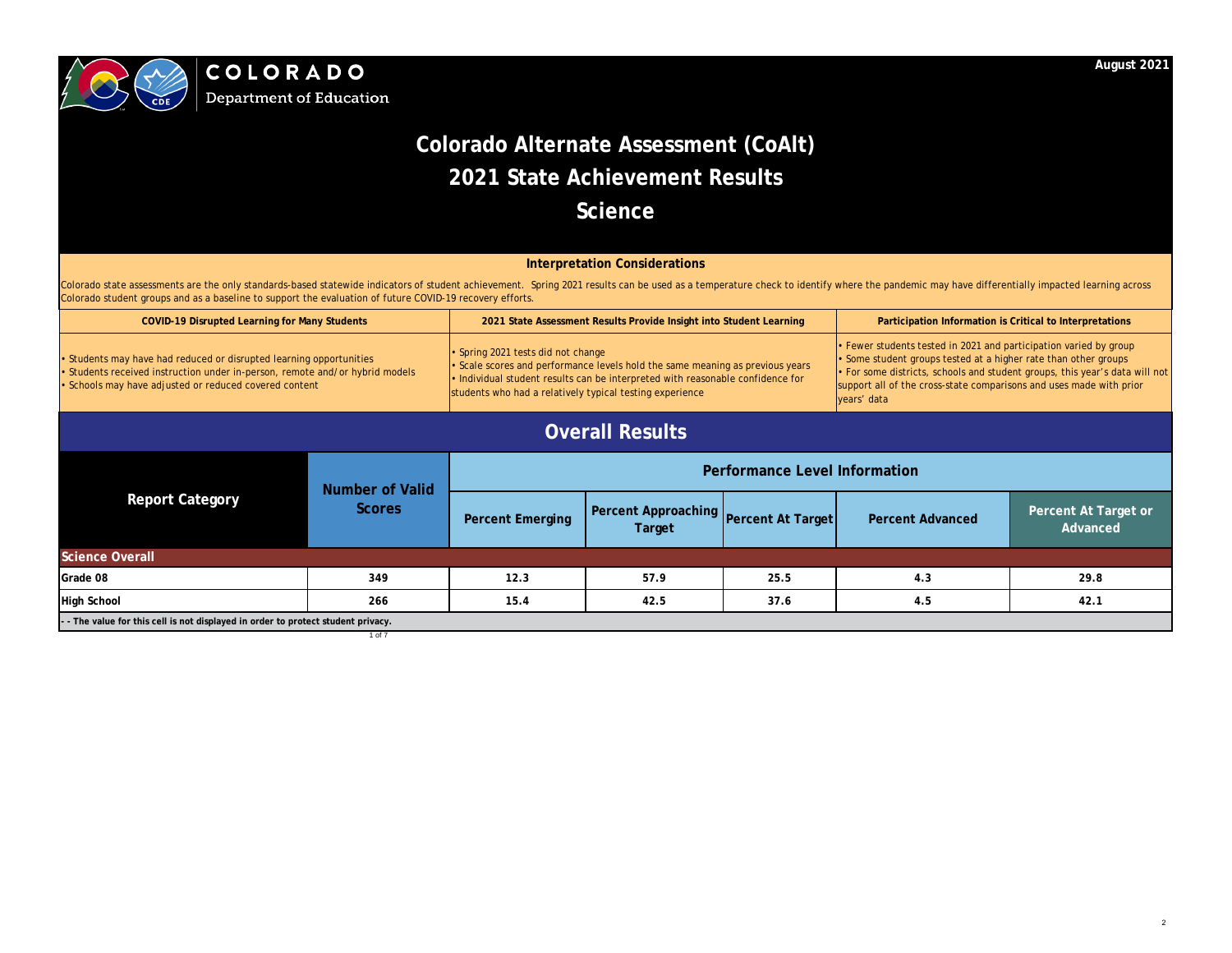COLORADO Department of Education

August 2021

# Colorado Alternate Assessment (CoAlt)
# 2021 State Achievement Results
# Science

### Interpretation Considerations

Colorado state assessments are the only standards-based statewide indicators of student achievement. Spring 2021 results can be used as a temperature check to identify where the pandemic may have differentially impacted learning across Colorado student groups and as a baseline to support the evaluation of future COVID-19 recovery efforts.

| COVID-19 Disrupted Learning for Many Students | 2021 State Assessment Results Provide Insight into Student Learning | Participation Information is Critical to Interpretations |
|---|---|---|
| • Students may have had reduced or disrupted learning opportunities<br>• Students received instruction under in-person, remote and/or hybrid models<br>• Schools may have adjusted or reduced covered content | • Spring 2021 tests did not change<br>• Scale scores and performance levels hold the same meaning as previous years<br>• Individual student results can be interpreted with reasonable confidence for students who had a relatively typical testing experience | • Fewer students tested in 2021 and participation varied by group<br>• Some student groups tested at a higher rate than other groups<br>• For some districts, schools and student groups, this year's data will not support all of the cross-state comparisons and uses made with prior years' data |

## Overall Results

| Report Category | Number of Valid Scores | Performance Level Information | | | | |
|---|---|---|---|---|---|---|
| | | Percent Emerging | Percent Approaching Target | Percent At Target | Percent Advanced | Percent At Target or Advanced |
| **Science Overall** | | | | | | |
| Grade 08 | 349 | 12.3 | 57.9 | 25.5 | 4.3 | 29.8 |
| High School | 266 | 15.4 | 42.5 | 37.6 | 4.5 | 42.1 |

- - The value for this cell is not displayed in order to protect student privacy.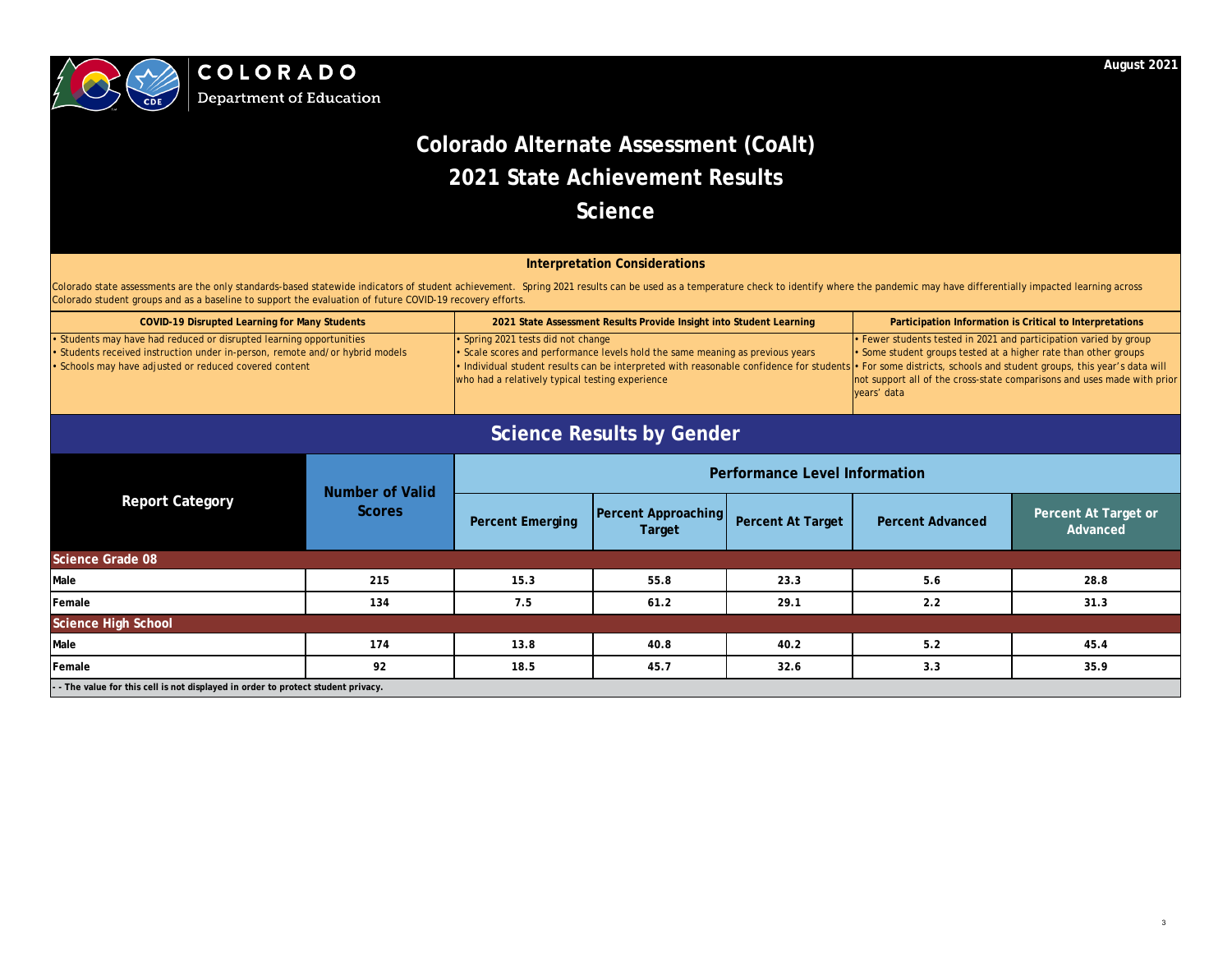COLORADO
Department of Education

August 2021

# Colorado Alternate Assessment (CoAlt)
# 2021 State Achievement Results
# Science

## Interpretation Considerations

Colorado state assessments are the only standards-based statewide indicators of student achievement. Spring 2021 results can be used as a temperature check to identify where the pandemic may have differentially impacted learning across Colorado student groups and as a baseline to support the evaluation of future COVID-19 recovery efforts.

| COVID-19 Disrupted Learning for Many Students | 2021 State Assessment Results Provide Insight into Student Learning | Participation Information is Critical to Interpretations |
|---|---|---|
| • Students may have had reduced or disrupted learning opportunities<br>• Students received instruction under in-person, remote and/or hybrid models<br>• Schools may have adjusted or reduced covered content | • Spring 2021 tests did not change<br>• Scale scores and performance levels hold the same meaning as previous years<br>• Individual student results can be interpreted with reasonable confidence for students who had a relatively typical testing experience | • Fewer students tested in 2021 and participation varied by group<br>• Some student groups tested at a higher rate than other groups<br>• For some districts, schools and student groups, this year's data will not support all of the cross-state comparisons and uses made with prior years' data |

## Science Results by Gender

| Report Category | Number of Valid Scores | Performance Level Information | | | | |
|---|---|---|---|---|---|---|
| | | Percent Emerging | Percent Approaching Target | Percent At Target | Percent Advanced | Percent At Target or Advanced |
| **Science Grade 08** | | | | | | |
| Male | 215 | 15.3 | 55.8 | 23.3 | 5.6 | 28.8 |
| Female | 134 | 7.5 | 61.2 | 29.1 | 2.2 | 31.3 |
| **Science High School** | | | | | | |
| Male | 174 | 13.8 | 40.8 | 40.2 | 5.2 | 45.4 |
| Female | 92 | 18.5 | 45.7 | 32.6 | 3.3 | 35.9 |

- - The value for this cell is not displayed in order to protect student privacy.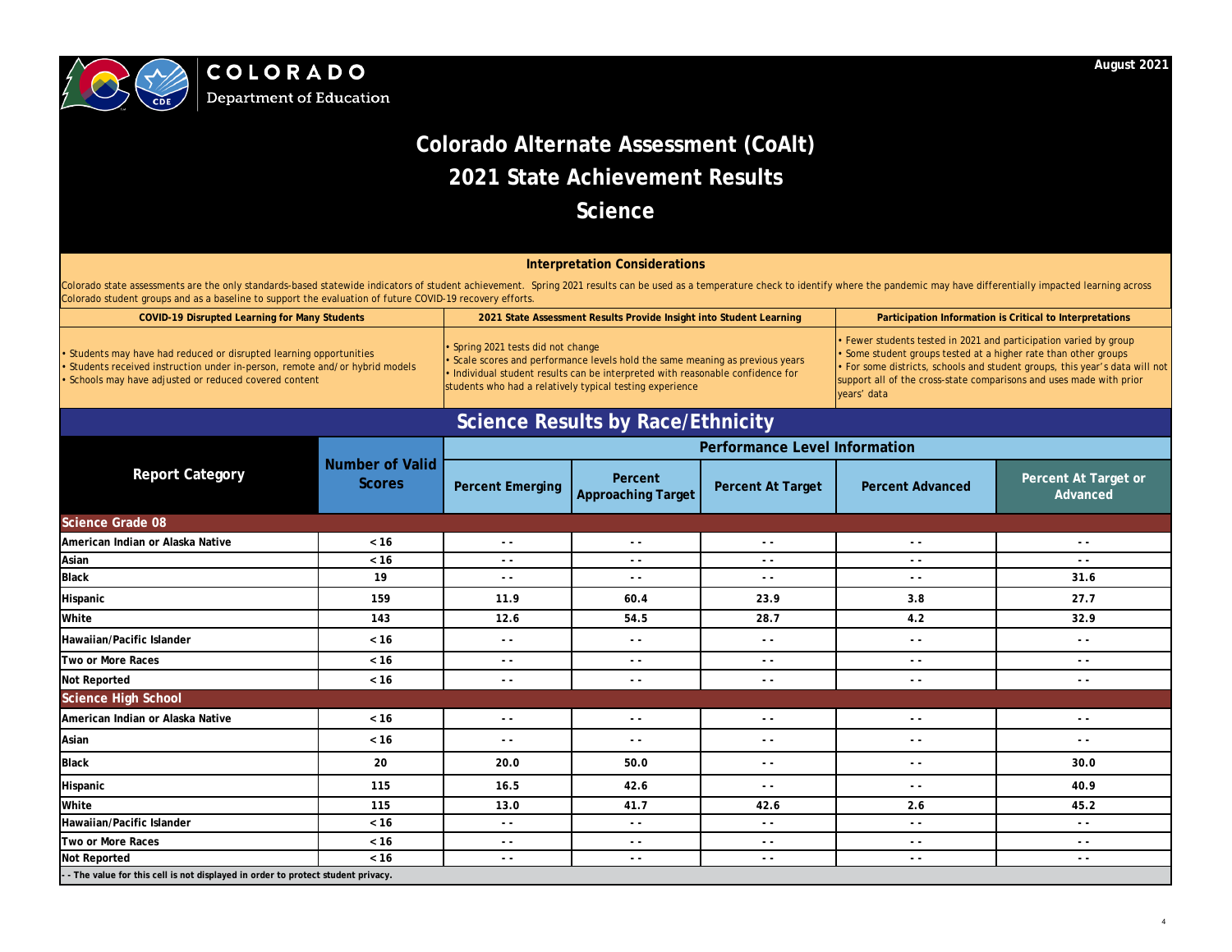COLORADO
Department of Education

August 2021

# Colorado Alternate Assessment (CoAlt)
# 2021 State Achievement Results
# Science

### Interpretation Considerations

Colorado state assessments are the only standards-based statewide indicators of student achievement. Spring 2021 results can be used as a temperature check to identify where the pandemic may have differentially impacted learning across Colorado student groups and as a baseline to support the evaluation of future COVID-19 recovery efforts.

| COVID-19 Disrupted Learning for Many Students | 2021 State Assessment Results Provide Insight into Student Learning | Participation Information is Critical to Interpretations |
|---|---|---|
| • Students may have had reduced or disrupted learning opportunities<br>• Students received instruction under in-person, remote and/or hybrid models<br>• Schools may have adjusted or reduced covered content | • Spring 2021 tests did not change<br>• Scale scores and performance levels hold the same meaning as previous years<br>• Individual student results can be interpreted with reasonable confidence for students who had a relatively typical testing experience | • Fewer students tested in 2021 and participation varied by group<br>• Some student groups tested at a higher rate than other groups<br>• For some districts, schools and student groups, this year's data will not support all of the cross-state comparisons and uses made with prior years' data |

## Science Results by Race/Ethnicity

| Report Category | Number of Valid Scores | Performance Level Information | | | | |
|---|---|---|---|---|---|---|
| | | Percent Emerging | Percent Approaching Target | Percent At Target | Percent Advanced | Percent At Target or Advanced |
| **Science Grade 08** | | | | | | |
| American Indian or Alaska Native | < 16 | - - | - - | - - | - - | - - |
| Asian | < 16 | - - | - - | - - | - - | - - |
| Black | 19 | - - | - - | - - | - - | 31.6 |
| Hispanic | 159 | 11.9 | 60.4 | 23.9 | 3.8 | 27.7 |
| White | 143 | 12.6 | 54.5 | 28.7 | 4.2 | 32.9 |
| Hawaiian/Pacific Islander | < 16 | - - | - - | - - | - - | - - |
| Two or More Races | < 16 | - - | - - | - - | - - | - - |
| Not Reported | < 16 | - - | - - | - - | - - | - - |
| **Science High School** | | | | | | |
| American Indian or Alaska Native | < 16 | - - | - - | - - | - - | - - |
| Asian | < 16 | - - | - - | - - | - - | - - |
| Black | 20 | 20.0 | 50.0 | - - | - - | 30.0 |
| Hispanic | 115 | 16.5 | 42.6 | - - | - - | 40.9 |
| White | 115 | 13.0 | 41.7 | 42.6 | 2.6 | 45.2 |
| Hawaiian/Pacific Islander | < 16 | - - | - - | - - | - - | - - |
| Two or More Races | < 16 | - - | - - | - - | - - | - - |
| Not Reported | < 16 | - - | - - | - - | - - | - - |

- - The value for this cell is not displayed in order to protect student privacy.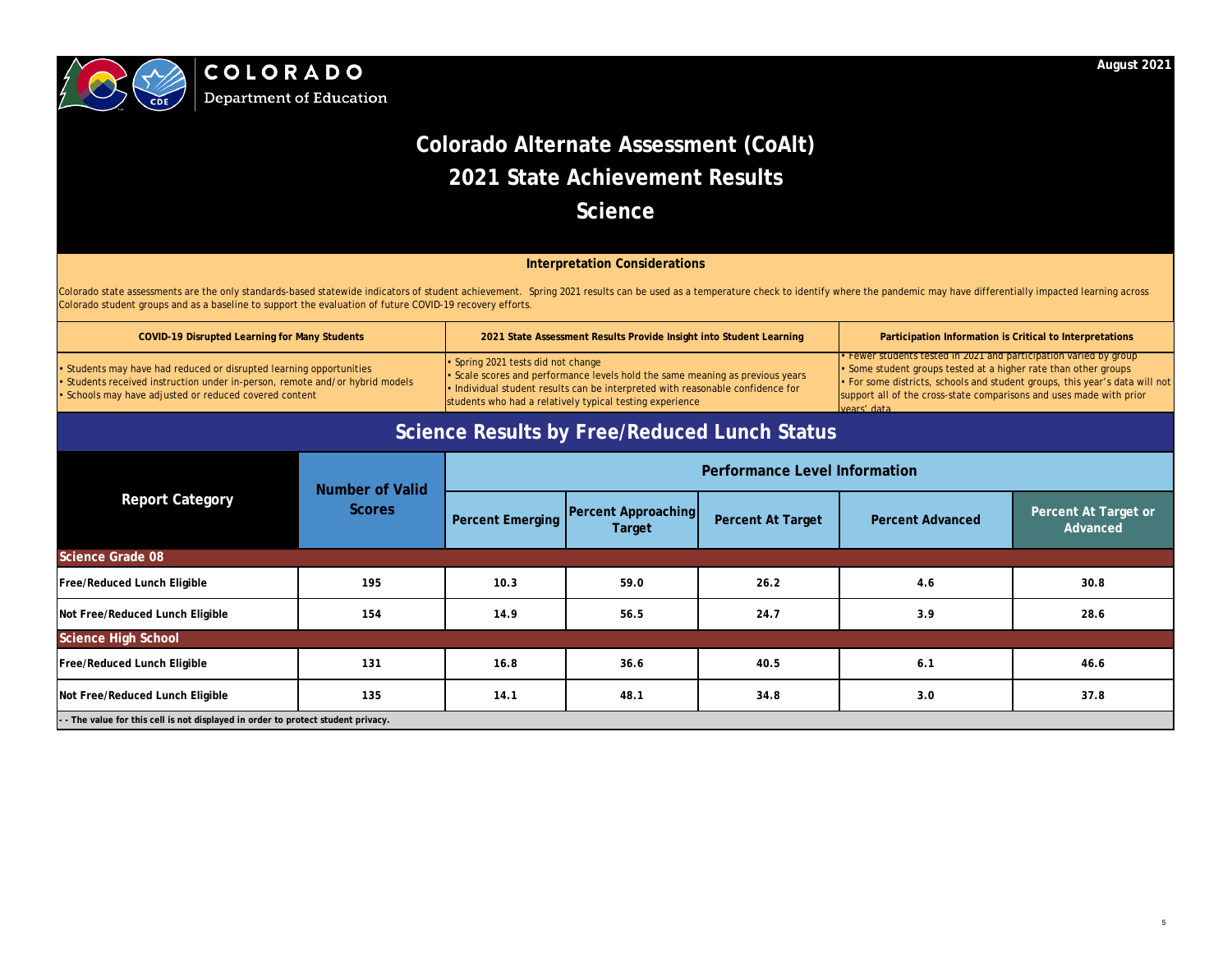COLORADO
Department of Education

August 2021

# Colorado Alternate Assessment (CoAlt)
# 2021 State Achievement Results
# Science

### Interpretation Considerations

Colorado state assessments are the only standards-based statewide indicators of student achievement. Spring 2021 results can be used as a temperature check to identify where the pandemic may have differentially impacted learning across Colorado student groups and as a baseline to support the evaluation of future COVID-19 recovery efforts.

| COVID-19 Disrupted Learning for Many Students | 2021 State Assessment Results Provide Insight into Student Learning | Participation Information is Critical to Interpretations |
|---|---|---|
| • Students may have had reduced or disrupted learning opportunities<br>• Students received instruction under in-person, remote and/or hybrid models<br>• Schools may have adjusted or reduced covered content | • Spring 2021 tests did not change<br>• Scale scores and performance levels hold the same meaning as previous years<br>• Individual student results can be interpreted with reasonable confidence for students who had a relatively typical testing experience | • Fewer students tested in 2021 and participation varied by group<br>• Some student groups tested at a higher rate than other groups<br>• For some districts, schools and student groups, this year's data will not support all of the cross-state comparisons and uses made with prior years' data |

## Science Results by Free/Reduced Lunch Status

| Report Category | Number of Valid Scores | Performance Level Information | | | | |
|---|---|---|---|---|---|---|
| | | Percent Emerging | Percent Approaching Target | Percent At Target | Percent Advanced | Percent At Target or Advanced |
| **Science Grade 08** | | | | | | |
| Free/Reduced Lunch Eligible | 195 | 10.3 | 59.0 | 26.2 | 4.6 | 30.8 |
| Not Free/Reduced Lunch Eligible | 154 | 14.9 | 56.5 | 24.7 | 3.9 | 28.6 |
| **Science High School** | | | | | | |
| Free/Reduced Lunch Eligible | 131 | 16.8 | 36.6 | 40.5 | 6.1 | 46.6 |
| Not Free/Reduced Lunch Eligible | 135 | 14.1 | 48.1 | 34.8 | 3.0 | 37.8 |

- - The value for this cell is not displayed in order to protect student privacy.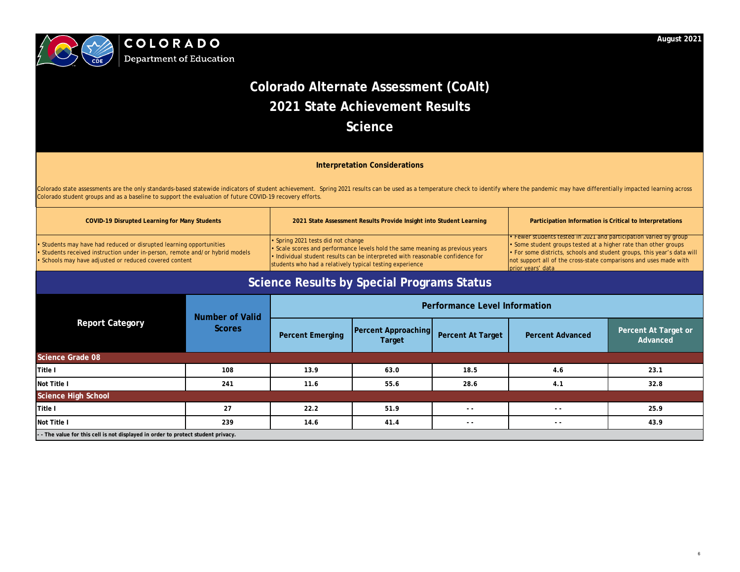COLORADO
Department of Education

August 2021

# Colorado Alternate Assessment (CoAlt)
# 2021 State Achievement Results
# Science

### Interpretation Considerations

Colorado state assessments are the only standards-based statewide indicators of student achievement. Spring 2021 results can be used as a temperature check to identify where the pandemic may have differentially impacted learning across Colorado student groups and as a baseline to support the evaluation of future COVID-19 recovery efforts.

| COVID-19 Disrupted Learning for Many Students | 2021 State Assessment Results Provide Insight into Student Learning | Participation Information is Critical to Interpretations |
|---|---|---|
| • Students may have had reduced or disrupted learning opportunities<br>• Students received instruction under in-person, remote and/or hybrid models<br>• Schools may have adjusted or reduced covered content | • Spring 2021 tests did not change<br>• Scale scores and performance levels hold the same meaning as previous years<br>• Individual student results can be interpreted with reasonable confidence for students who had a relatively typical testing experience | • Fewer students tested in 2021 and participation varied by group<br>• Some student groups tested at a higher rate than other groups<br>• For some districts, schools and student groups, this year's data will not support all of the cross-state comparisons and uses made with prior years' data |

## Science Results by Special Programs Status

| Report Category | Number of Valid Scores | Performance Level Information | | | | |
|---|---|---|---|---|---|---|
| | | Percent Emerging | Percent Approaching Target | Percent At Target | Percent Advanced | Percent At Target or Advanced |
| **Science Grade 08** | | | | | | |
| Title I | 108 | 13.9 | 63.0 | 18.5 | 4.6 | 23.1 |
| Not Title I | 241 | 11.6 | 55.6 | 28.6 | 4.1 | 32.8 |
| **Science High School** | | | | | | |
| Title I | 27 | 22.2 | 51.9 | - - | - - | 25.9 |
| Not Title I | 239 | 14.6 | 41.4 | - - | - - | 43.9 |

- - The value for this cell is not displayed in order to protect student privacy.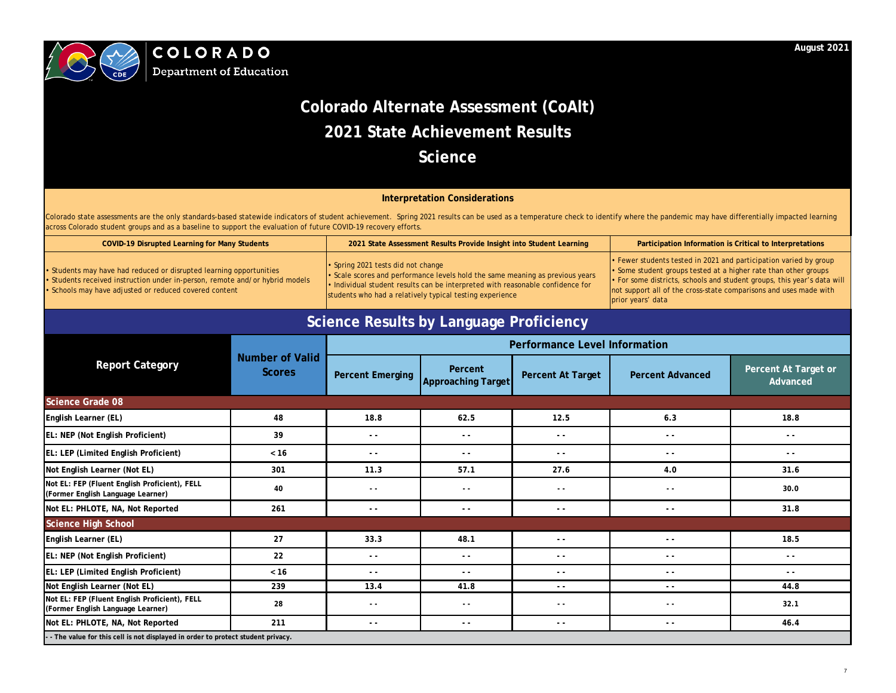COLORADO
Department of Education

August 2021

# Colorado Alternate Assessment (CoAlt)
# 2021 State Achievement Results
# Science

### Interpretation Considerations

Colorado state assessments are the only standards-based statewide indicators of student achievement. Spring 2021 results can be used as a temperature check to identify where the pandemic may have differentially impacted learning across Colorado student groups and as a baseline to support the evaluation of future COVID-19 recovery efforts.

| COVID-19 Disrupted Learning for Many Students | 2021 State Assessment Results Provide Insight into Student Learning | Participation Information is Critical to Interpretations |
|---|---|---|
| • Students may have had reduced or disrupted learning opportunities<br>• Students received instruction under in-person, remote and/or hybrid models<br>• Schools may have adjusted or reduced covered content | • Spring 2021 tests did not change<br>• Scale scores and performance levels hold the same meaning as previous years<br>• Individual student results can be interpreted with reasonable confidence for students who had a relatively typical testing experience | • Fewer students tested in 2021 and participation varied by group<br>• Some student groups tested at a higher rate than other groups<br>• For some districts, schools and student groups, this year's data will not support all of the cross-state comparisons and uses made with prior years' data |

## Science Results by Language Proficiency

| Report Category | Number of Valid Scores | Performance Level Information | | | | |
|---|---|---|---|---|---|---|
| | | Percent Emerging | Percent Approaching Target | Percent At Target | Percent Advanced | Percent At Target or Advanced |
| **Science Grade 08** | | | | | | |
| English Learner (EL) | 48 | 18.8 | 62.5 | 12.5 | 6.3 | 18.8 |
| EL: NEP (Not English Proficient) | 39 | - - | - - | - - | - - | - - |
| EL: LEP (Limited English Proficient) | < 16 | - - | - - | - - | - - | - - |
| Not English Learner (Not EL) | 301 | 11.3 | 57.1 | 27.6 | 4.0 | 31.6 |
| Not EL: FEP (Fluent English Proficient), FELL (Former English Language Learner) | 40 | - - | - - | - - | - - | 30.0 |
| Not EL: PHLOTE, NA, Not Reported | 261 | - - | - - | - - | - - | 31.8 |
| **Science High School** | | | | | | |
| English Learner (EL) | 27 | 33.3 | 48.1 | - - | - - | 18.5 |
| EL: NEP (Not English Proficient) | 22 | - - | - - | - - | - - | - - |
| EL: LEP (Limited English Proficient) | < 16 | - - | - - | - - | - - | - - |
| Not English Learner (Not EL) | 239 | 13.4 | 41.8 | - - | - - | 44.8 |
| Not EL: FEP (Fluent English Proficient), FELL (Former English Language Learner) | 28 | - - | - - | - - | - - | 32.1 |
| Not EL: PHLOTE, NA, Not Reported | 211 | - - | - - | - - | - - | 46.4 |

- - The value for this cell is not displayed in order to protect student privacy.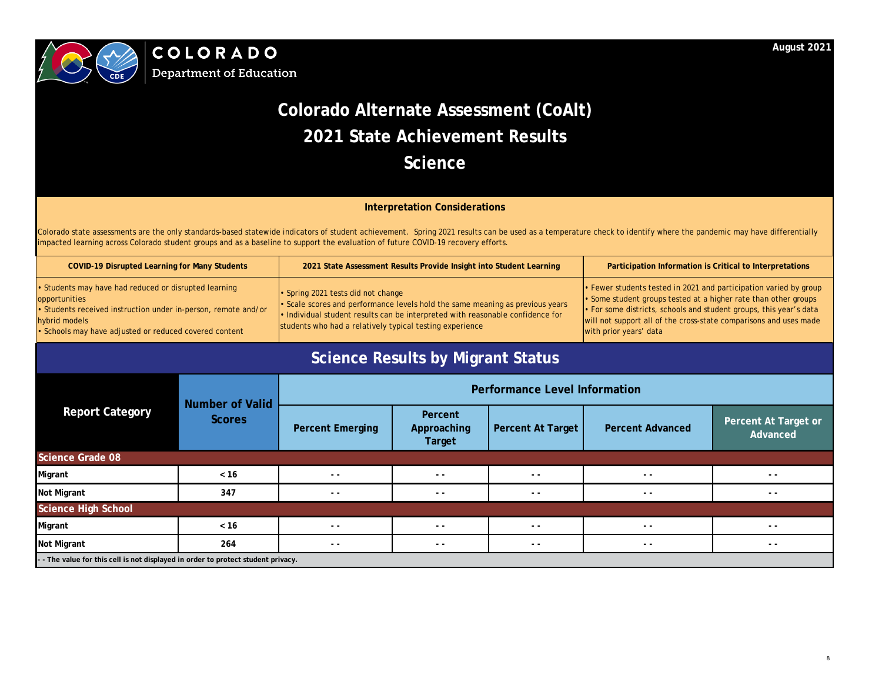COLORADO
Department of Education

August 2021

# Colorado Alternate Assessment (CoAlt)
# 2021 State Achievement Results
# Science

### Interpretation Considerations

Colorado state assessments are the only standards-based statewide indicators of student achievement. Spring 2021 results can be used as a temperature check to identify where the pandemic may have differentially impacted learning across Colorado student groups and as a baseline to support the evaluation of future COVID-19 recovery efforts.

| COVID-19 Disrupted Learning for Many Students | 2021 State Assessment Results Provide Insight into Student Learning | Participation Information is Critical to Interpretations |
|---|---|---|
| • Students may have had reduced or disrupted learning opportunities<br>• Students received instruction under in-person, remote and/or hybrid models<br>• Schools may have adjusted or reduced covered content | • Spring 2021 tests did not change<br>• Scale scores and performance levels hold the same meaning as previous years<br>• Individual student results can be interpreted with reasonable confidence for students who had a relatively typical testing experience | • Fewer students tested in 2021 and participation varied by group<br>• Some student groups tested at a higher rate than other groups<br>• For some districts, schools and student groups, this year's data will not support all of the cross-state comparisons and uses made with prior years' data |

## Science Results by Migrant Status

| Report Category | Number of Valid Scores | Performance Level Information | | | | |
|---|---|---|---|---|---|---|
| | | Percent Emerging | Percent Approaching Target | Percent At Target | Percent Advanced | Percent At Target or Advanced |
| **Science Grade 08** | | | | | | |
| Migrant | < 16 | - - | - - | - - | - - | - - |
| Not Migrant | 347 | - - | - - | - - | - - | - - |
| **Science High School** | | | | | | |
| Migrant | < 16 | - - | - - | - - | - - | - - |
| Not Migrant | 264 | - - | - - | - - | - - | - - |

- - The value for this cell is not displayed in order to protect student privacy.